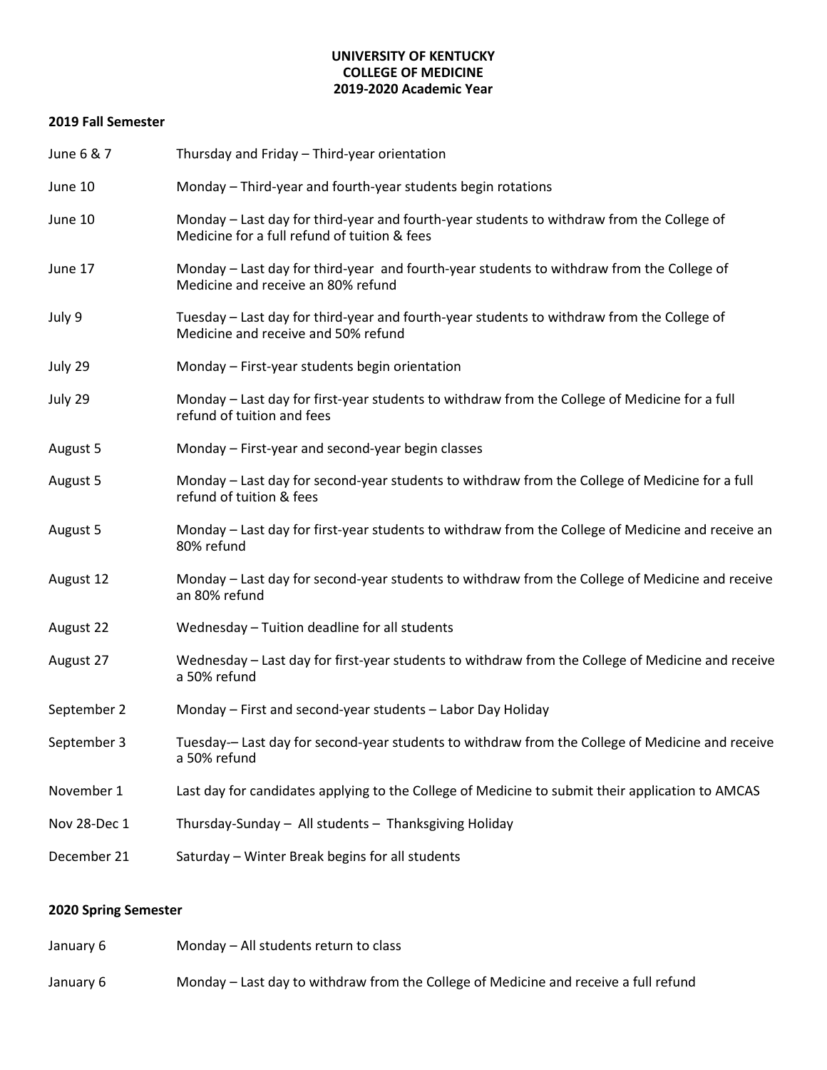**UNIVERSITY OF KENTUCKY**
**COLLEGE OF MEDICINE**
**2019-2020 Academic Year**

**2019 Fall Semester**

| | |
|---|---|
| June 6 & 7 | Thursday and Friday – Third-year orientation |
| June 10 | Monday – Third-year and fourth-year students begin rotations |
| June 10 | Monday – Last day for third-year and fourth-year students to withdraw from the College of Medicine for a full refund of tuition & fees |
| June 17 | Monday – Last day for third-year and fourth-year students to withdraw from the College of Medicine and receive an 80% refund |
| July 9 | Tuesday – Last day for third-year and fourth-year students to withdraw from the College of Medicine and receive and 50% refund |
| July 29 | Monday – First-year students begin orientation |
| July 29 | Monday – Last day for first-year students to withdraw from the College of Medicine for a full refund of tuition and fees |
| August 5 | Monday – First-year and second-year begin classes |
| August 5 | Monday – Last day for second-year students to withdraw from the College of Medicine for a full refund of tuition & fees |
| August 5 | Monday – Last day for first-year students to withdraw from the College of Medicine and receive an 80% refund |
| August 12 | Monday – Last day for second-year students to withdraw from the College of Medicine and receive an 80% refund |
| August 22 | Wednesday – Tuition deadline for all students |
| August 27 | Wednesday – Last day for first-year students to withdraw from the College of Medicine and receive a 50% refund |
| September 2 | Monday – First and second-year students – Labor Day Holiday |
| September 3 | Tuesday-– Last day for second-year students to withdraw from the College of Medicine and receive a 50% refund |
| November 1 | Last day for candidates applying to the College of Medicine to submit their application to AMCAS |
| Nov 28-Dec 1 | Thursday-Sunday – All students – Thanksgiving Holiday |
| December 21 | Saturday – Winter Break begins for all students |

**2020 Spring Semester**

| | |
|---|---|
| January 6 | Monday – All students return to class |
| January 6 | Monday – Last day to withdraw from the College of Medicine and receive a full refund |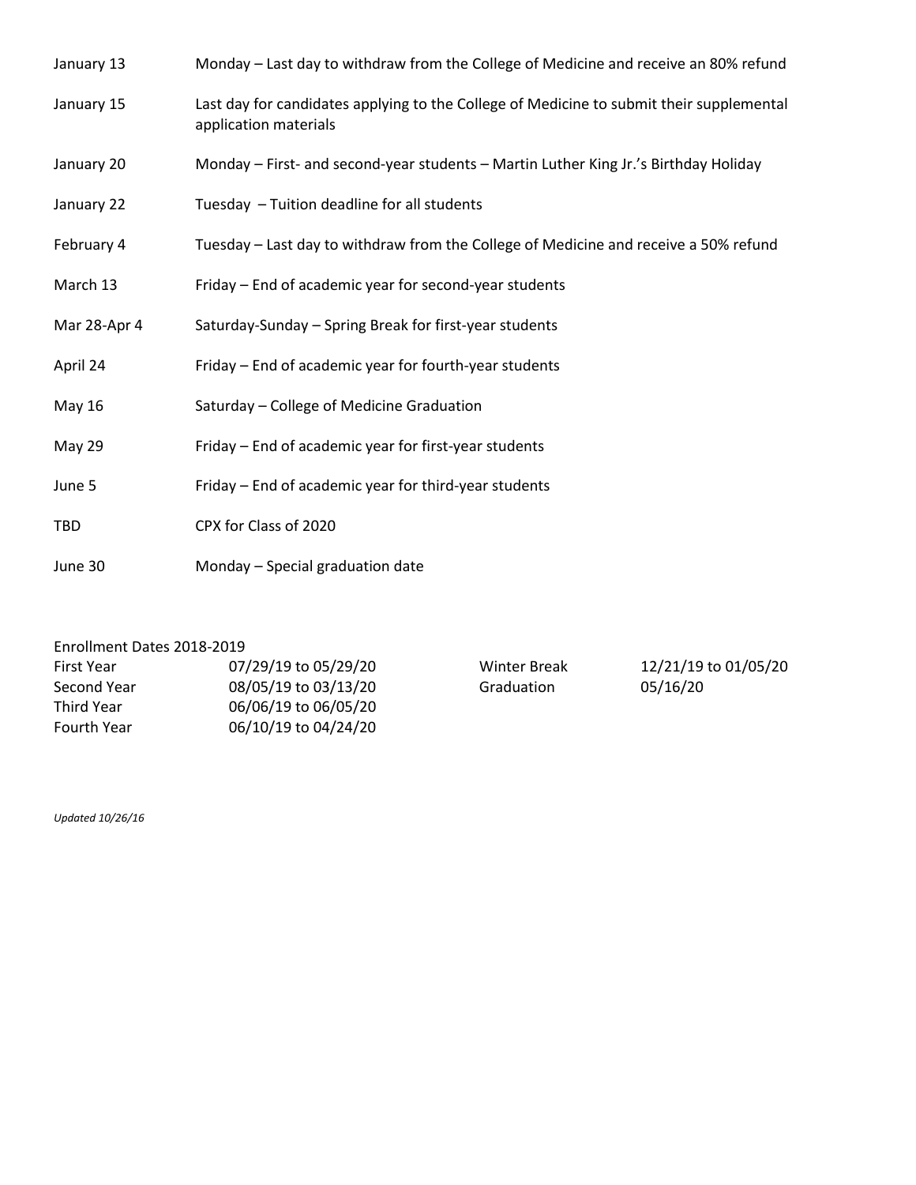| | |
|---|---|
| January 13 | Monday – Last day to withdraw from the College of Medicine and receive an 80% refund |
| January 15 | Last day for candidates applying to the College of Medicine to submit their supplemental application materials |
| January 20 | Monday – First- and second-year students – Martin Luther King Jr.'s Birthday Holiday |
| January 22 | Tuesday – Tuition deadline for all students |
| February 4 | Tuesday – Last day to withdraw from the College of Medicine and receive a 50% refund |
| March 13 | Friday – End of academic year for second-year students |
| Mar 28-Apr 4 | Saturday-Sunday – Spring Break for first-year students |
| April 24 | Friday – End of academic year for fourth-year students |
| May 16 | Saturday – College of Medicine Graduation |
| May 29 | Friday – End of academic year for first-year students |
| June 5 | Friday – End of academic year for third-year students |
| TBD | CPX for Class of 2020 |
| June 30 | Monday – Special graduation date |

Enrollment Dates 2018-2019

| | | | |
|---|---|---|---|
| First Year | 07/29/19 to 05/29/20 | Winter Break | 12/21/19 to 01/05/20 |
| Second Year | 08/05/19 to 03/13/20 | Graduation | 05/16/20 |
| Third Year | 06/06/19 to 06/05/20 | | |
| Fourth Year | 06/10/19 to 04/24/20 | | |

*Updated 10/26/16*